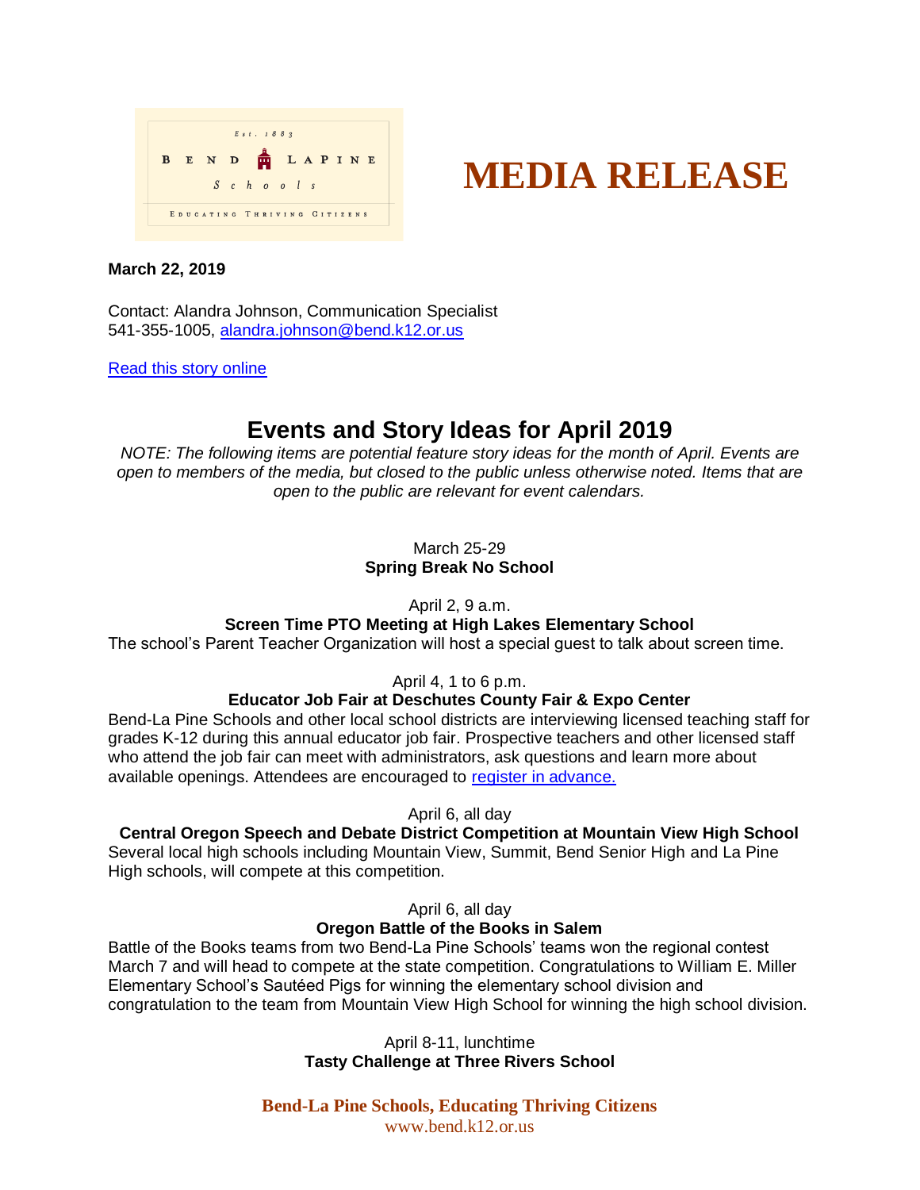Est. 1883

BEND LAPINE Schools

EDUCATING THRIVING CITIZENS

# MEDIA RELEASE

**March 22, 2019**

Contact: Alandra Johnson, Communication Specialist
541-355-1005, alandra.johnson@bend.k12.or.us

Read this story online

## Events and Story Ideas for April 2019

*NOTE: The following items are potential feature story ideas for the month of April. Events are open to members of the media, but closed to the public unless otherwise noted. Items that are open to the public are relevant for event calendars.*

March 25-29
**Spring Break No School**

April 2, 9 a.m.
**Screen Time PTO Meeting at High Lakes Elementary School**
The school's Parent Teacher Organization will host a special guest to talk about screen time.

April 4, 1 to 6 p.m.
**Educator Job Fair at Deschutes County Fair & Expo Center**
Bend-La Pine Schools and other local school districts are interviewing licensed teaching staff for grades K-12 during this annual educator job fair. Prospective teachers and other licensed staff who attend the job fair can meet with administrators, ask questions and learn more about available openings. Attendees are encouraged to register in advance.

April 6, all day
**Central Oregon Speech and Debate District Competition at Mountain View High School**
Several local high schools including Mountain View, Summit, Bend Senior High and La Pine High schools, will compete at this competition.

April 6, all day
**Oregon Battle of the Books in Salem**
Battle of the Books teams from two Bend-La Pine Schools' teams won the regional contest March 7 and will head to compete at the state competition. Congratulations to William E. Miller Elementary School's Sautéed Pigs for winning the elementary school division and congratulation to the team from Mountain View High School for winning the high school division.

April 8-11, lunchtime
**Tasty Challenge at Three Rivers School**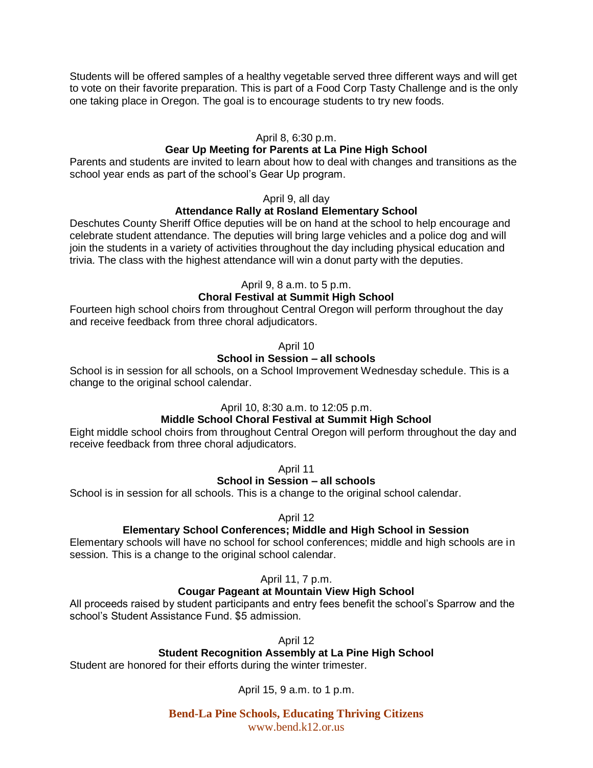Students will be offered samples of a healthy vegetable served three different ways and will get to vote on their favorite preparation. This is part of a Food Corp Tasty Challenge and is the only one taking place in Oregon. The goal is to encourage students to try new foods.

April 8, 6:30 p.m.

**Gear Up Meeting for Parents at La Pine High School**

Parents and students are invited to learn about how to deal with changes and transitions as the school year ends as part of the school's Gear Up program.

April 9, all day

**Attendance Rally at Rosland Elementary School**

Deschutes County Sheriff Office deputies will be on hand at the school to help encourage and celebrate student attendance. The deputies will bring large vehicles and a police dog and will join the students in a variety of activities throughout the day including physical education and trivia. The class with the highest attendance will win a donut party with the deputies.

April 9, 8 a.m. to 5 p.m.

**Choral Festival at Summit High School**

Fourteen high school choirs from throughout Central Oregon will perform throughout the day and receive feedback from three choral adjudicators.

April 10

**School in Session – all schools**

School is in session for all schools, on a School Improvement Wednesday schedule. This is a change to the original school calendar.

April 10, 8:30 a.m. to 12:05 p.m.

**Middle School Choral Festival at Summit High School**

Eight middle school choirs from throughout Central Oregon will perform throughout the day and receive feedback from three choral adjudicators.

April 11

**School in Session – all schools**

School is in session for all schools. This is a change to the original school calendar.

April 12

**Elementary School Conferences; Middle and High School in Session**

Elementary schools will have no school for school conferences; middle and high schools are in session. This is a change to the original school calendar.

April 11, 7 p.m.

**Cougar Pageant at Mountain View High School**

All proceeds raised by student participants and entry fees benefit the school's Sparrow and the school's Student Assistance Fund. $5 admission.

April 12

**Student Recognition Assembly at La Pine High School**

Student are honored for their efforts during the winter trimester.

April 15, 9 a.m. to 1 p.m.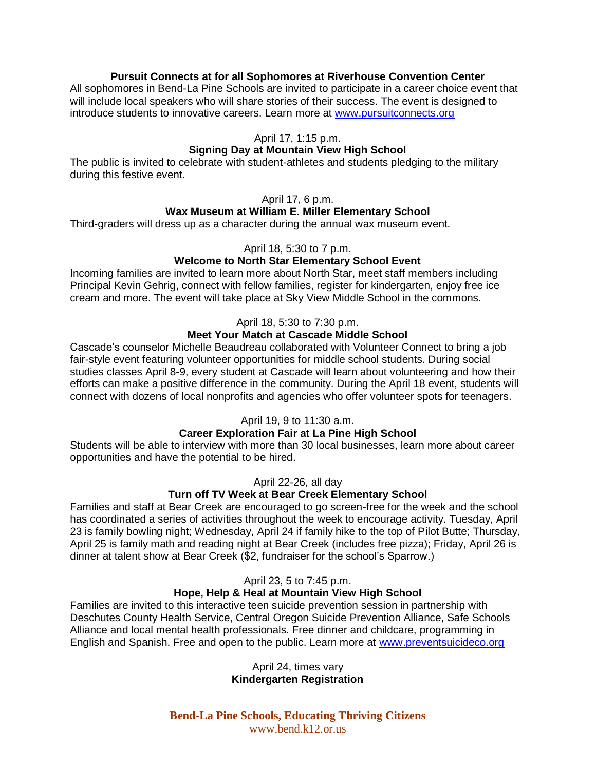**Pursuit Connects at for all Sophomores at Riverhouse Convention Center**

All sophomores in Bend-La Pine Schools are invited to participate in a career choice event that will include local speakers who will share stories of their success. The event is designed to introduce students to innovative careers. Learn more at [www.pursuitconnects.org](http://www.pursuitconnects.org)

April 17, 1:15 p.m.

**Signing Day at Mountain View High School**

The public is invited to celebrate with student-athletes and students pledging to the military during this festive event.

April 17, 6 p.m.

**Wax Museum at William E. Miller Elementary School**

Third-graders will dress up as a character during the annual wax museum event.

April 18, 5:30 to 7 p.m.

**Welcome to North Star Elementary School Event**

Incoming families are invited to learn more about North Star, meet staff members including Principal Kevin Gehrig, connect with fellow families, register for kindergarten, enjoy free ice cream and more. The event will take place at Sky View Middle School in the commons.

April 18, 5:30 to 7:30 p.m.

**Meet Your Match at Cascade Middle School**

Cascade's counselor Michelle Beaudreau collaborated with Volunteer Connect to bring a job fair-style event featuring volunteer opportunities for middle school students. During social studies classes April 8-9, every student at Cascade will learn about volunteering and how their efforts can make a positive difference in the community. During the April 18 event, students will connect with dozens of local nonprofits and agencies who offer volunteer spots for teenagers.

April 19, 9 to 11:30 a.m.

**Career Exploration Fair at La Pine High School**

Students will be able to interview with more than 30 local businesses, learn more about career opportunities and have the potential to be hired.

April 22-26, all day

**Turn off TV Week at Bear Creek Elementary School**

Families and staff at Bear Creek are encouraged to go screen-free for the week and the school has coordinated a series of activities throughout the week to encourage activity. Tuesday, April 23 is family bowling night; Wednesday, April 24 if family hike to the top of Pilot Butte; Thursday, April 25 is family math and reading night at Bear Creek (includes free pizza); Friday, April 26 is dinner at talent show at Bear Creek ($2, fundraiser for the school's Sparrow.)

April 23, 5 to 7:45 p.m.

**Hope, Help & Heal at Mountain View High School**

Families are invited to this interactive teen suicide prevention session in partnership with Deschutes County Health Service, Central Oregon Suicide Prevention Alliance, Safe Schools Alliance and local mental health professionals. Free dinner and childcare, programming in English and Spanish. Free and open to the public. Learn more at [www.preventsuicideco.org](http://www.preventsuicideco.org)

April 24, times vary

**Kindergarten Registration**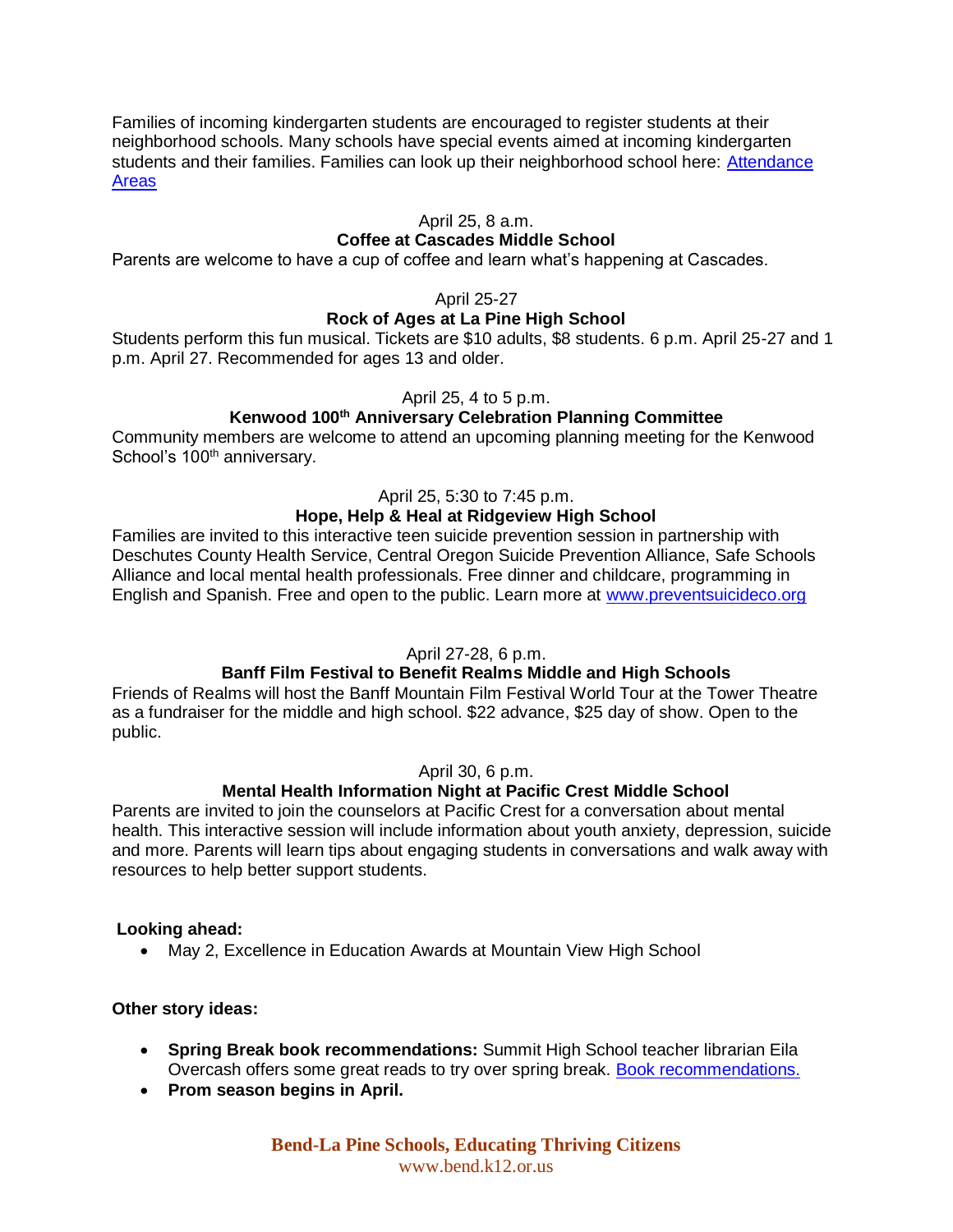Families of incoming kindergarten students are encouraged to register students at their neighborhood schools. Many schools have special events aimed at incoming kindergarten students and their families. Families can look up their neighborhood school here: [Attendance Areas]

April 25, 8 a.m.
**Coffee at Cascades Middle School**
Parents are welcome to have a cup of coffee and learn what's happening at Cascades.

April 25-27
**Rock of Ages at La Pine High School**
Students perform this fun musical. Tickets are $10 adults, $8 students. 6 p.m. April 25-27 and 1 p.m. April 27. Recommended for ages 13 and older.

April 25, 4 to 5 p.m.
**Kenwood 100th Anniversary Celebration Planning Committee**
Community members are welcome to attend an upcoming planning meeting for the Kenwood School's 100th anniversary.

April 25, 5:30 to 7:45 p.m.
**Hope, Help & Heal at Ridgeview High School**
Families are invited to this interactive teen suicide prevention session in partnership with Deschutes County Health Service, Central Oregon Suicide Prevention Alliance, Safe Schools Alliance and local mental health professionals. Free dinner and childcare, programming in English and Spanish. Free and open to the public. Learn more at www.preventsuicideco.org

April 27-28, 6 p.m.
**Banff Film Festival to Benefit Realms Middle and High Schools**
Friends of Realms will host the Banff Mountain Film Festival World Tour at the Tower Theatre as a fundraiser for the middle and high school. $22 advance, $25 day of show. Open to the public.

April 30, 6 p.m.
**Mental Health Information Night at Pacific Crest Middle School**
Parents are invited to join the counselors at Pacific Crest for a conversation about mental health. This interactive session will include information about youth anxiety, depression, suicide and more. Parents will learn tips about engaging students in conversations and walk away with resources to help better support students.

**Looking ahead:**

- May 2, Excellence in Education Awards at Mountain View High School

**Other story ideas:**

- **Spring Break book recommendations:** Summit High School teacher librarian Eila Overcash offers some great reads to try over spring break. [Book recommendations.]
- **Prom season begins in April.**

**Bend-La Pine Schools, Educating Thriving Citizens**
www.bend.k12.or.us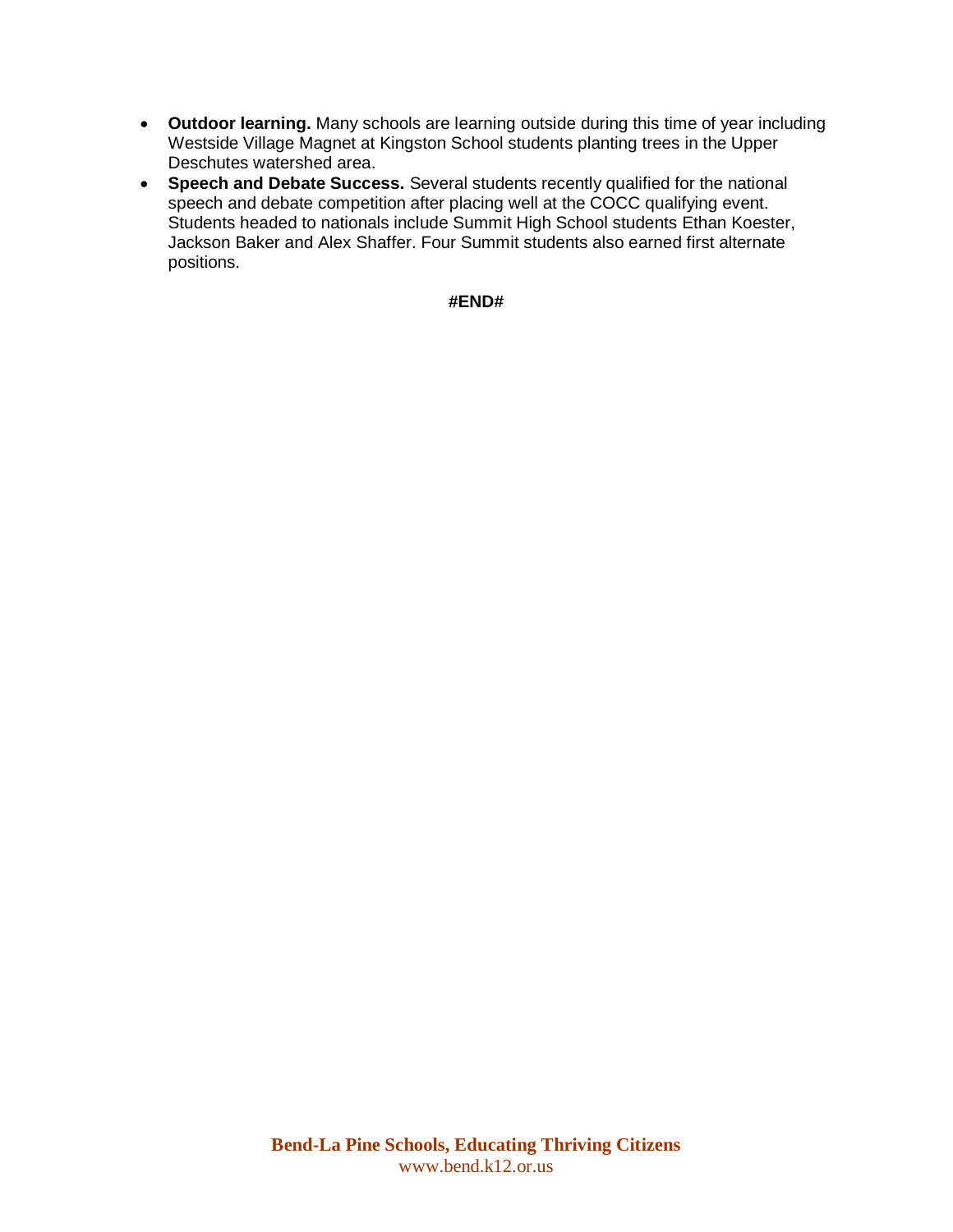- **Outdoor learning.** Many schools are learning outside during this time of year including Westside Village Magnet at Kingston School students planting trees in the Upper Deschutes watershed area.
- **Speech and Debate Success.** Several students recently qualified for the national speech and debate competition after placing well at the COCC qualifying event. Students headed to nationals include Summit High School students Ethan Koester, Jackson Baker and Alex Shaffer. Four Summit students also earned first alternate positions.

**#END#**